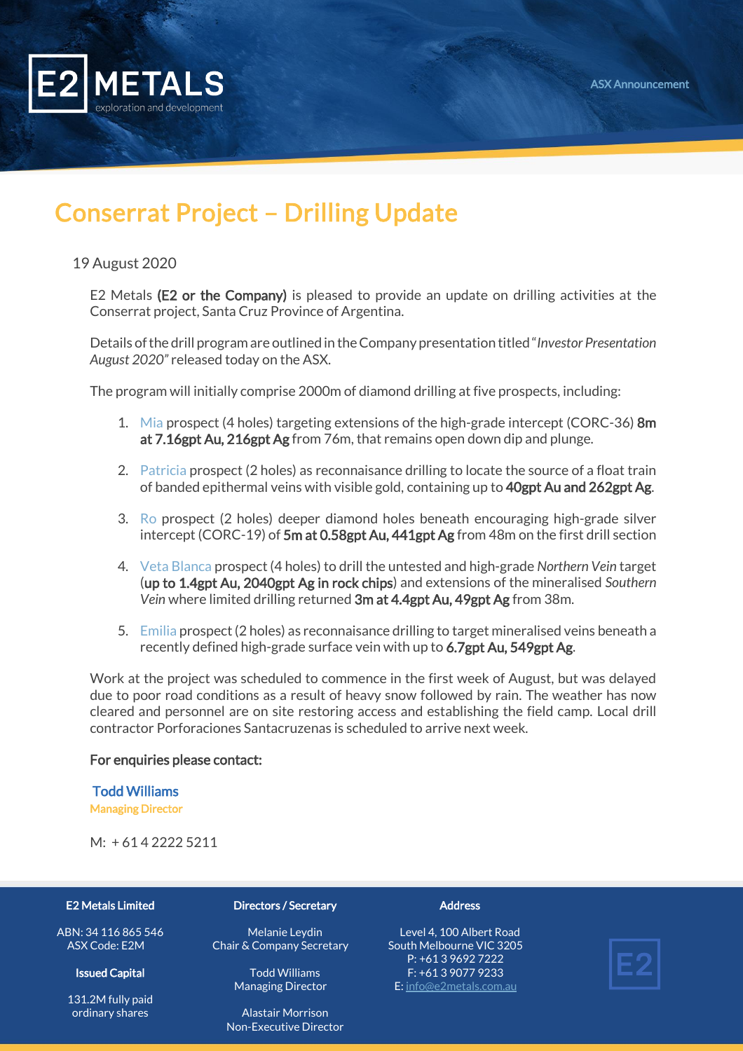E2 METALS
exploration and development

ASX Announcement

# Conserrat Project – Drilling Update

19 August 2020

E2 Metals **(E2 or the Company)** is pleased to provide an update on drilling activities at the Conserrat project, Santa Cruz Province of Argentina.

Details of the drill program are outlined in the Company presentation titled "*Investor Presentation August 2020"* released today on the ASX.

The program will initially comprise 2000m of diamond drilling at five prospects, including:

1. Mia prospect (4 holes) targeting extensions of the high-grade intercept (CORC-36) **8m at 7.16gpt Au, 216gpt Ag** from 76m, that remains open down dip and plunge.
2. Patricia prospect (2 holes) as reconnaisance drilling to locate the source of a float train of banded epithermal veins with visible gold, containing up to **40gpt Au and 262gpt Ag**.
3. Ro prospect (2 holes) deeper diamond holes beneath encouraging high-grade silver intercept (CORC-19) of **5m at 0.58gpt Au, 441gpt Ag** from 48m on the first drill section
4. Veta Blanca prospect (4 holes) to drill the untested and high-grade *Northern Vein* target (**up to 1.4gpt Au, 2040gpt Ag in rock chips**) and extensions of the mineralised *Southern Vein* where limited drilling returned **3m at 4.4gpt Au, 49gpt Ag** from 38m.
5. Emilia prospect (2 holes) as reconnaisance drilling to target mineralised veins beneath a recently defined high-grade surface vein with up to **6.7gpt Au, 549gpt Ag**.

Work at the project was scheduled to commence in the first week of August, but was delayed due to poor road conditions as a result of heavy snow followed by rain. The weather has now cleared and personnel are on site restoring access and establishing the field camp. Local drill contractor Porforaciones Santacruzenas is scheduled to arrive next week.

**For enquiries please contact:**

**Todd Williams**
Managing Director

M: + 61 4 2222 5211

**E2 Metals Limited**

ABN: 34 116 865 546
ASX Code: E2M

**Issued Capital**

131.2M fully paid ordinary shares

**Directors / Secretary**

Melanie Leydin
Chair & Company Secretary

Todd Williams
Managing Director

Alastair Morrison
Non-Executive Director

**Address**

Level 4, 100 Albert Road
South Melbourne VIC 3205
P: +61 3 9692 7222
F: +61 3 9077 9233
E: info@e2metals.com.au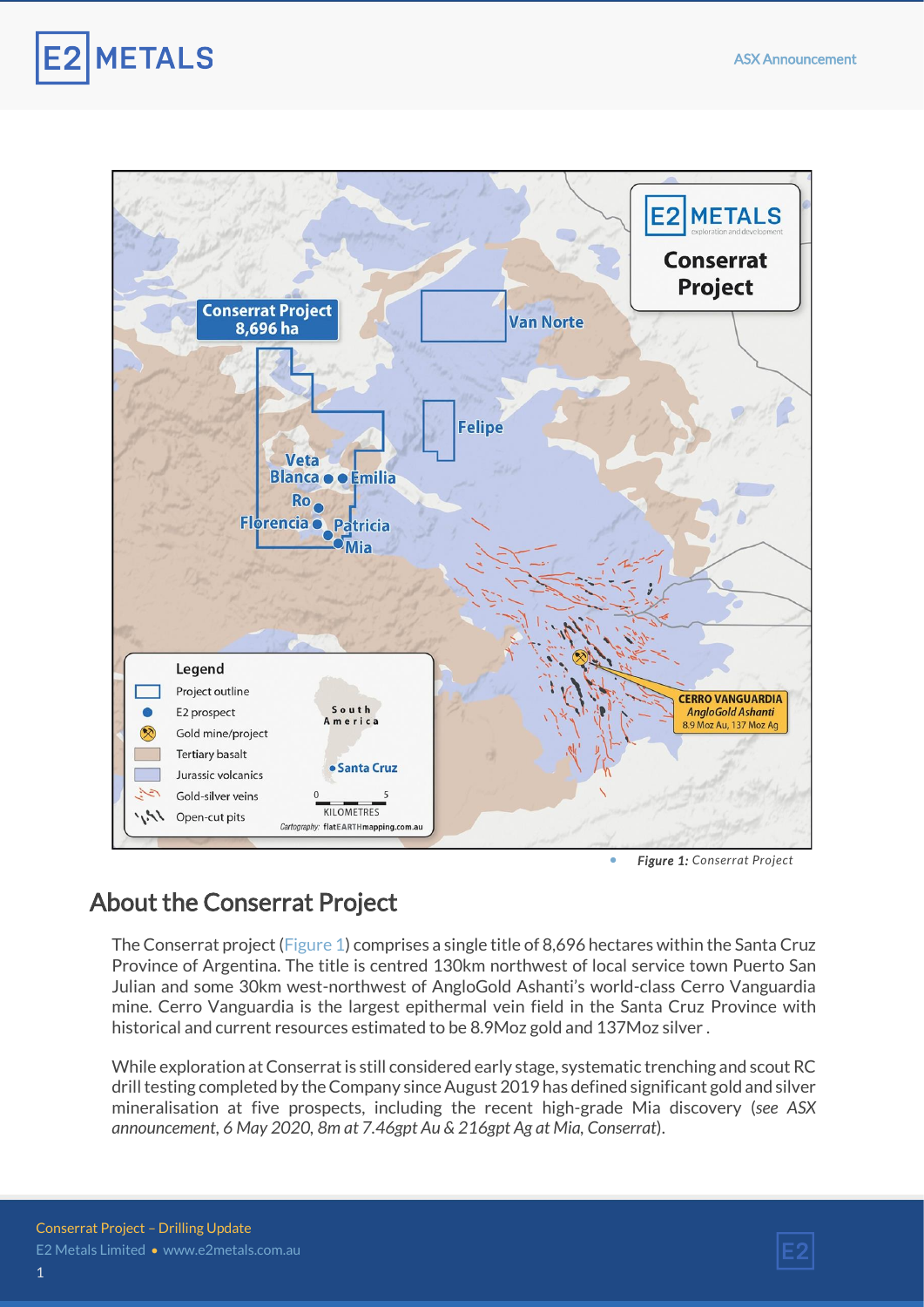*Figure 1: Conserrat Project*

## About the Conserrat Project

The Conserrat project (Figure 1) comprises a single title of 8,696 hectares within the Santa Cruz Province of Argentina. The title is centred 130km northwest of local service town Puerto San Julian and some 30km west-northwest of AngloGold Ashanti's world-class Cerro Vanguardia mine. Cerro Vanguardia is the largest epithermal vein field in the Santa Cruz Province with historical and current resources estimated to be 8.9Moz gold and 137Moz silver .

While exploration at Conserrat is still considered early stage, systematic trenching and scout RC drill testing completed by the Company since August 2019 has defined significant gold and silver mineralisation at five prospects, including the recent high-grade Mia discovery (*see ASX announcement, 6 May 2020, 8m at 7.46gpt Au & 216gpt Ag at Mia, Conserrat*).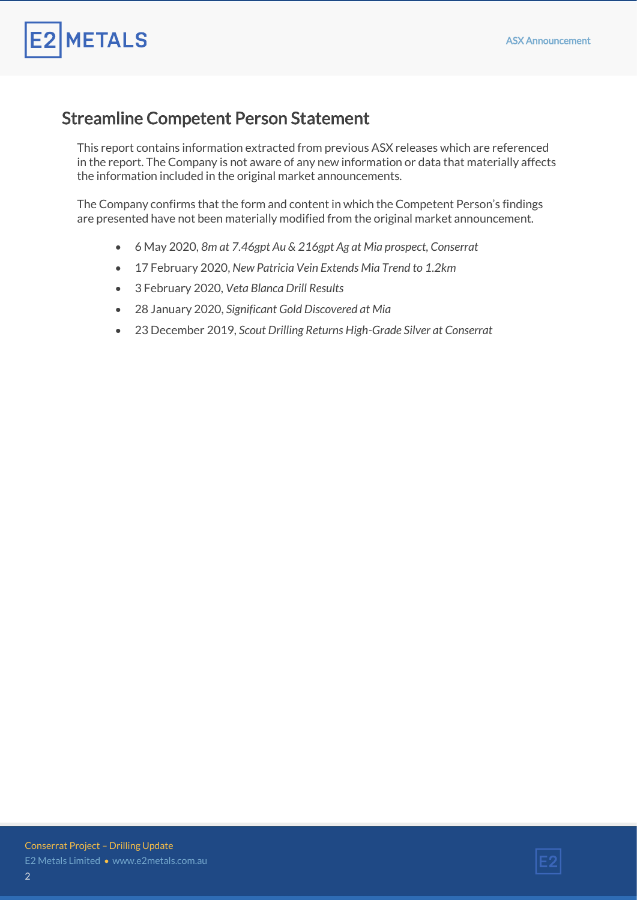## Streamline Competent Person Statement

This report contains information extracted from previous ASX releases which are referenced in the report. The Company is not aware of any new information or data that materially affects the information included in the original market announcements.

The Company confirms that the form and content in which the Competent Person's findings are presented have not been materially modified from the original market announcement.

- 6 May 2020, *8m at 7.46gpt Au & 216gpt Ag at Mia prospect, Conserrat*
- 17 February 2020, *New Patricia Vein Extends Mia Trend to 1.2km*
- 3 February 2020, *Veta Blanca Drill Results*
- 28 January 2020, *Significant Gold Discovered at Mia*
- 23 December 2019, *Scout Drilling Returns High-Grade Silver at Conserrat*